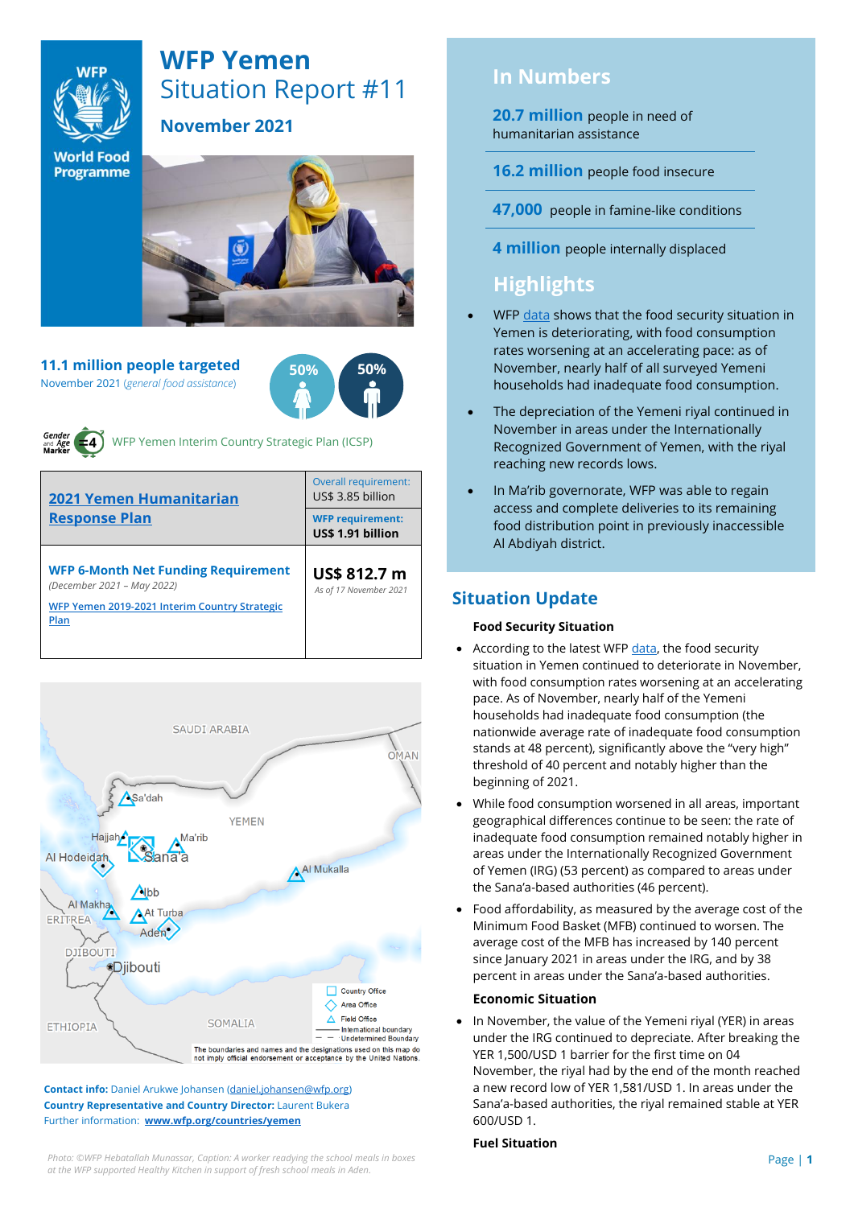# WFP Yemen
## Situation Report #11

**November 2021**

**11.1 million people targeted**
November 2021 (*general food assistance*)

50% 50%

WFP Yemen Interim Country Strategic Plan (ICSP)

| [2021 Yemen Humanitarian Response Plan](#) | Overall requirement: US$ 3.85 billion |
|---|---|
| | **WFP requirement: US$ 1.91 billion** |
| **WFP 6-Month Net Funding Requirement** *(December 2021 – May 2022)* [WFP Yemen 2019-2021 Interim Country Strategic Plan](#) | **US$ 812.7 m** *As of 17 November 2021* |

The boundaries and names and the designations used on this map do not imply official endorsement or acceptance by the United Nations.

**Contact info:** Daniel Arukwe Johansen (daniel.johansen@wfp.org)
**Country Representative and Country Director:** Laurent Bukera
Further information: **www.wfp.org/countries/yemen**

*Photo: ©WFP Hebatallah Munassar, Caption: A worker readying the school meals in boxes at the WFP supported Healthy Kitchen in support of fresh school meals in Aden.*

## In Numbers

**20.7 million** people in need of humanitarian assistance

**16.2 million** people food insecure

**47,000** people in famine-like conditions

**4 million** people internally displaced

## Highlights

- WFP data shows that the food security situation in Yemen is deteriorating, with food consumption rates worsening at an accelerating pace: as of November, nearly half of all surveyed Yemeni households had inadequate food consumption.
- The depreciation of the Yemeni riyal continued in November in areas under the Internationally Recognized Government of Yemen, with the riyal reaching new records lows.
- In Ma'rib governorate, WFP was able to regain access and complete deliveries to its remaining food distribution point in previously inaccessible Al Abdiyah district.

## Situation Update

**Food Security Situation**

- According to the latest WFP data, the food security situation in Yemen continued to deteriorate in November, with food consumption rates worsening at an accelerating pace. As of November, nearly half of the Yemeni households had inadequate food consumption (the nationwide average rate of inadequate food consumption stands at 48 percent), significantly above the "very high" threshold of 40 percent and notably higher than the beginning of 2021.
- While food consumption worsened in all areas, important geographical differences continue to be seen: the rate of inadequate food consumption remained notably higher in areas under the Internationally Recognized Government of Yemen (IRG) (53 percent) as compared to areas under the Sana'a-based authorities (46 percent).
- Food affordability, as measured by the average cost of the Minimum Food Basket (MFB) continued to worsen. The average cost of the MFB has increased by 140 percent since January 2021 in areas under the IRG, and by 38 percent in areas under the Sana'a-based authorities.

**Economic Situation**

- In November, the value of the Yemeni riyal (YER) in areas under the IRG continued to depreciate. After breaking the YER 1,500/USD 1 barrier for the first time on 04 November, the riyal had by the end of the month reached a new record low of YER 1,581/USD 1. In areas under the Sana'a-based authorities, the riyal remained stable at YER 600/USD 1.

**Fuel Situation**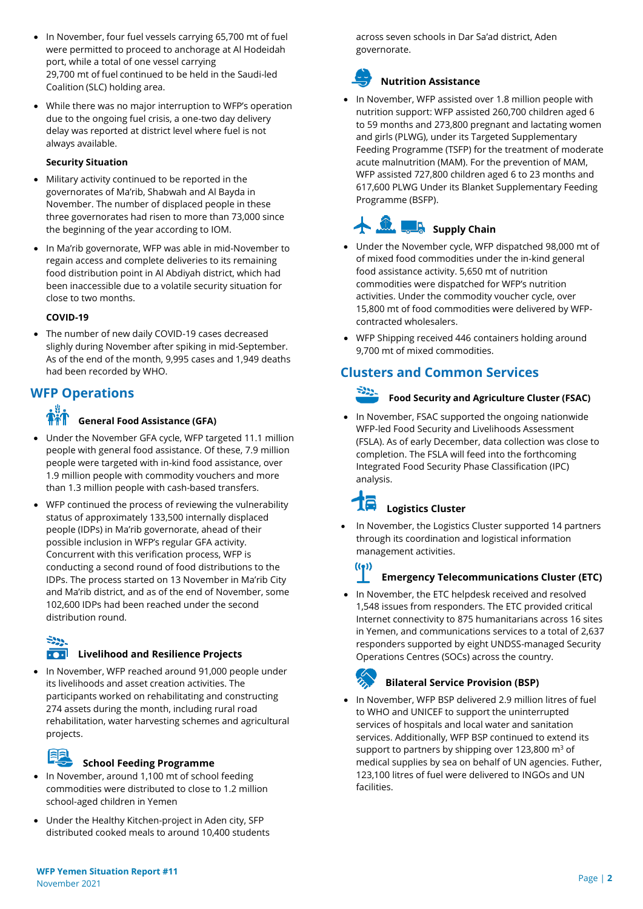- In November, four fuel vessels carrying 65,700 mt of fuel were permitted to proceed to anchorage at Al Hodeidah port, while a total of one vessel carrying 29,700 mt of fuel continued to be held in the Saudi-led Coalition (SLC) holding area.
- While there was no major interruption to WFP's operation due to the ongoing fuel crisis, a one-two day delivery delay was reported at district level where fuel is not always available.

**Security Situation**

- Military activity continued to be reported in the governorates of Ma'rib, Shabwah and Al Bayda in November. The number of displaced people in these three governorates had risen to more than 73,000 since the beginning of the year according to IOM.
- In Ma'rib governorate, WFP was able in mid-November to regain access and complete deliveries to its remaining food distribution point in Al Abdiyah district, which had been inaccessible due to a volatile security situation for close to two months.

**COVID-19**

- The number of new daily COVID-19 cases decreased slighly during November after spiking in mid-September. As of the end of the month, 9,995 cases and 1,949 deaths had been recorded by WHO.

## WFP Operations

### General Food Assistance (GFA)

- Under the November GFA cycle, WFP targeted 11.1 million people with general food assistance. Of these, 7.9 million people were targeted with in-kind food assistance, over 1.9 million people with commodity vouchers and more than 1.3 million people with cash-based transfers.
- WFP continued the process of reviewing the vulnerability status of approximately 133,500 internally displaced people (IDPs) in Ma'rib governorate, ahead of their possible inclusion in WFP's regular GFA activity. Concurrent with this verification process, WFP is conducting a second round of food distributions to the IDPs. The process started on 13 November in Ma'rib City and Ma'rib district, and as of the end of November, some 102,600 IDPs had been reached under the second distribution round.

### Livelihood and Resilience Projects

- In November, WFP reached around 91,000 people under its livelihoods and asset creation activities. The participants worked on rehabilitating and constructing 274 assets during the month, including rural road rehabilitation, water harvesting schemes and agricultural projects.

### School Feeding Programme

- In November, around 1,100 mt of school feeding commodities were distributed to close to 1.2 million school-aged children in Yemen
- Under the Healthy Kitchen-project in Aden city, SFP distributed cooked meals to around 10,400 students across seven schools in Dar Sa'ad district, Aden governorate.

### Nutrition Assistance

- In November, WFP assisted over 1.8 million people with nutrition support: WFP assisted 260,700 children aged 6 to 59 months and 273,800 pregnant and lactating women and girls (PLWG), under its Targeted Supplementary Feeding Programme (TSFP) for the treatment of moderate acute malnutrition (MAM). For the prevention of MAM, WFP assisted 727,800 children aged 6 to 23 months and 617,600 PLWG Under its Blanket Supplementary Feeding Programme (BSFP).

### Supply Chain

- Under the November cycle, WFP dispatched 98,000 mt of of mixed food commodities under the in-kind general food assistance activity. 5,650 mt of nutrition commodities were dispatched for WFP's nutrition activities. Under the commodity voucher cycle, over 15,800 mt of food commodities were delivered by WFP-contracted wholesalers.
- WFP Shipping received 446 containers holding around 9,700 mt of mixed commodities.

## Clusters and Common Services

### Food Security and Agriculture Cluster (FSAC)

- In November, FSAC supported the ongoing nationwide WFP-led Food Security and Livelihoods Assessment (FSLA). As of early December, data collection was close to completion. The FSLA will feed into the forthcoming Integrated Food Security Phase Classification (IPC) analysis.

### Logistics Cluster

- In November, the Logistics Cluster supported 14 partners through its coordination and logistical information management activities.

### Emergency Telecommunications Cluster (ETC)

- In November, the ETC helpdesk received and resolved 1,548 issues from responders. The ETC provided critical Internet connectivity to 875 humanitarians across 16 sites in Yemen, and communications services to a total of 2,637 responders supported by eight UNDSS-managed Security Operations Centres (SOCs) across the country.

### Bilateral Service Provision (BSP)

- In November, WFP BSP delivered 2.9 million litres of fuel to WHO and UNICEF to support the uninterrupted services of hospitals and local water and sanitation services. Additionally, WFP BSP continued to extend its support to partners by shipping over 123,800 $m^3$ of medical supplies by sea on behalf of UN agencies. Futher, 123,100 litres of fuel were delivered to INGOs and UN facilities.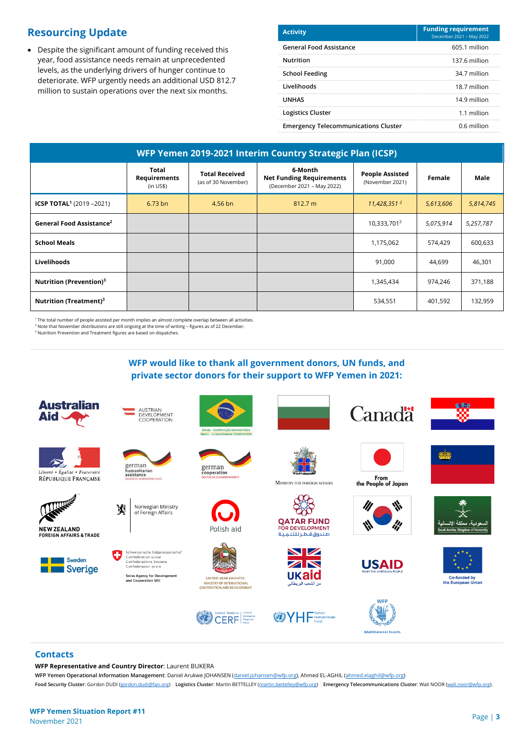## Resourcing Update

- Despite the significant amount of funding received this year, food assistance needs remain at unprecedented levels, as the underlying drivers of hunger continue to deteriorate. WFP urgently needs an additional USD 812.7 million to sustain operations over the next six months.

| Activity | Funding requirement December 2021 – May 2022 |
|---|---|
| General Food Assistance | 605.1 million |
| Nutrition | 137.6 million |
| School Feeding | 34.7 million |
| Livelihoods | 18.7 million |
| UNHAS | 14.9 million |
| Logistics Cluster | 1.1 million |
| Emergency Telecommunications Cluster | 0.6 million |

**WFP Yemen 2019-2021 Interim Country Strategic Plan (ICSP)**

| | Total Requirements (in US$) | Total Received (as of 30 November) | 6-Month Net Funding Requirements (December 2021 – May 2022) | People Assisted (November 2021) | Female | Male |
|---|---|---|---|---|---|---|
| **ICSP TOTAL[1]** (2019 –2021) | 6.73 bn | 4.56 bn | 812.7 m | *11,428,351 [2]* | *5,613,606* | *5,814,745* |
| **General Food Assistance[2]** | | | | 10,333,701[2] | *5,075,914* | *5,257,787* |
| **School Meals** | | | | 1,175,062 | 574,429 | 600,633 |
| **Livelihoods** | | | | 91,000 | 44,699 | 46,301 |
| **Nutrition (Prevention)[3]** | | | | 1,345,434 | 974,246 | 371,188 |
| **Nutrition (Treatment)[3]** | | | | 534,551 | 401,592 | 132,959 |

[1] The total number of people assisted per month implies an almost complete overlap between all activities.
[2] Note that November distributions are still ongoing at the time of writing – figures as of 22 December.
[3] Nutrition Prevention and Treatment figures are based on dispatches.

**WFP would like to thank all government donors, UN funds, and private sector donors for their support to WFP Yemen in 2021:**

## Contacts

**WFP Representative and Country Director**: Laurent BUKERA

**WFP Yemen Operational Information Management**: Daniel Arukwe JOHANSEN (daniel.johansen@wfp.org), Ahmed EL-AGHIL (ahmed.elaghil@wfp.org)

**Food Security Cluster**: Gordon DUDI (gordon.dudi@fao.org) | **Logistics Cluster**: Martin BETTELLEY (martin.bettelley@wfp.org) | **Emergency Telecommunications Cluster**: Wali NOOR (wali.noor@wfp.org).